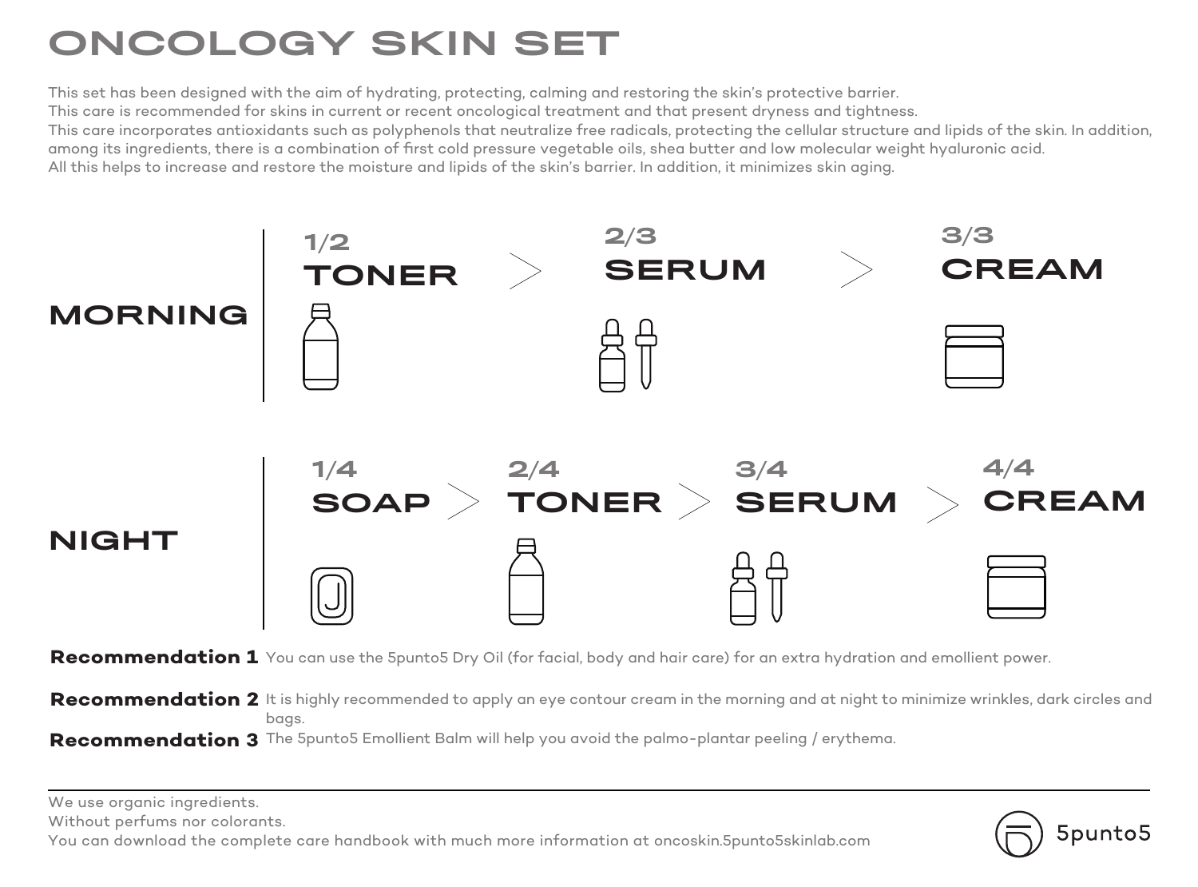# ONCOLOGY SKIN SET

This set has been designed with the aim of hydrating, protecting, calming and restoring the skin's protective barrier.
This care is recommended for skins in current or recent oncological treatment and that present dryness and tightness.
This care incorporates antioxidants such as polyphenols that neutralize free radicals, protecting the cellular structure and lipids of the skin. In addition, among its ingredients, there is a combination of first cold pressure vegetable oils, shea butter and low molecular weight hyaluronic acid.
All this helps to increase and restore the moisture and lipids of the skin's barrier. In addition, it minimizes skin aging.

## MORNING

**1/2 TONER** > **2/3 SERUM** > **3/3 CREAM**

## NIGHT

**1/4 SOAP** > **2/4 TONER** > **3/4 SERUM** > **4/4 CREAM**

**Recommendation 1** You can use the 5punto5 Dry Oil (for facial, body and hair care) for an extra hydration and emollient power.

**Recommendation 2** It is highly recommended to apply an eye contour cream in the morning and at night to minimize wrinkles, dark circles and bags.

**Recommendation 3** The 5punto5 Emollient Balm will help you avoid the palmo-plantar peeling / erythema.

---

We use organic ingredients.
Without perfums nor colorants.
You can download the complete care handbook with much more information at oncoskin.5punto5skinlab.com

5punto5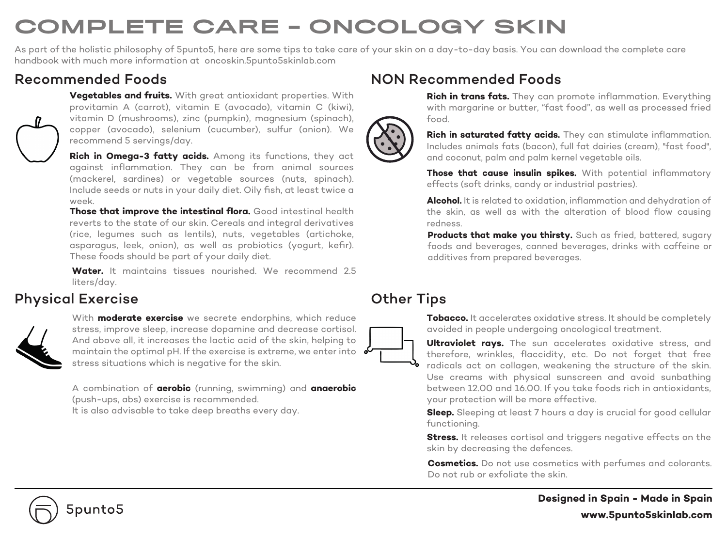# COMPLETE CARE - ONCOLOGY SKIN

As part of the holistic philosophy of 5punto5, here are some tips to take care of your skin on a day-to-day basis. You can download the complete care handbook with much more information at oncoskin.5punto5skinlab.com

## Recommended Foods

**Vegetables and fruits.** With great antioxidant properties. With provitamin A (carrot), vitamin E (avocado), vitamin C (kiwi), vitamin D (mushrooms), zinc (pumpkin), magnesium (spinach), copper (avocado), selenium (cucumber), sulfur (onion). We recommend 5 servings/day.

**Rich in Omega-3 fatty acids.** Among its functions, they act against inflammation. They can be from animal sources (mackerel, sardines) or vegetable sources (nuts, spinach). Include seeds or nuts in your daily diet. Oily fish, at least twice a week.

**Those that improve the intestinal flora.** Good intestinal health reverts to the state of our skin. Cereals and integral derivatives (rice, legumes such as lentils), nuts, vegetables (artichoke, asparagus, leek, onion), as well as probiotics (yogurt, kefir). These foods should be part of your daily diet.

**Water.** It maintains tissues nourished. We recommend 2.5 liters/day.

## NON Recommended Foods

**Rich in trans fats.** They can promote inflammation. Everything with margarine or butter, "fast food", as well as processed fried food.

**Rich in saturated fatty acids.** They can stimulate inflammation. Includes animals fats (bacon), full fat dairies (cream), "fast food", and coconut, palm and palm kernel vegetable oils.

**Those that cause insulin spikes.** With potential inflammatory effects (soft drinks, candy or industrial pastries).

**Alcohol.** It is related to oxidation, inflammation and dehydration of the skin, as well as with the alteration of blood flow causing redness.

**Products that make you thirsty.** Such as fried, battered, sugary foods and beverages, canned beverages, drinks with caffeine or additives from prepared beverages.

## Physical Exercise

With **moderate exercise** we secrete endorphins, which reduce stress, improve sleep, increase dopamine and decrease cortisol. And above all, it increases the lactic acid of the skin, helping to maintain the optimal pH. If the exercise is extreme, we enter into stress situations which is negative for the skin.

A combination of **aerobic** (running, swimming) and **anaerobic** (push-ups, abs) exercise is recommended.
It is also advisable to take deep breaths every day.

## Other Tips

**Tobacco.** It accelerates oxidative stress. It should be completely avoided in people undergoing oncological treatment.

**Ultraviolet rays.** The sun accelerates oxidative stress, and therefore, wrinkles, flaccidity, etc. Do not forget that free radicals act on collagen, weakening the structure of the skin. Use creams with physical sunscreen and avoid sunbathing between 12.00 and 16.00. If you take foods rich in antioxidants, your protection will be more effective.

**Sleep.** Sleeping at least 7 hours a day is crucial for good cellular functioning.

**Stress.** It releases cortisol and triggers negative effects on the skin by decreasing the defences.

**Cosmetics.** Do not use cosmetics with perfumes and colorants. Do not rub or exfoliate the skin.

5punto5

**Designed in Spain - Made in Spain**
**www.5punto5skinlab.com**